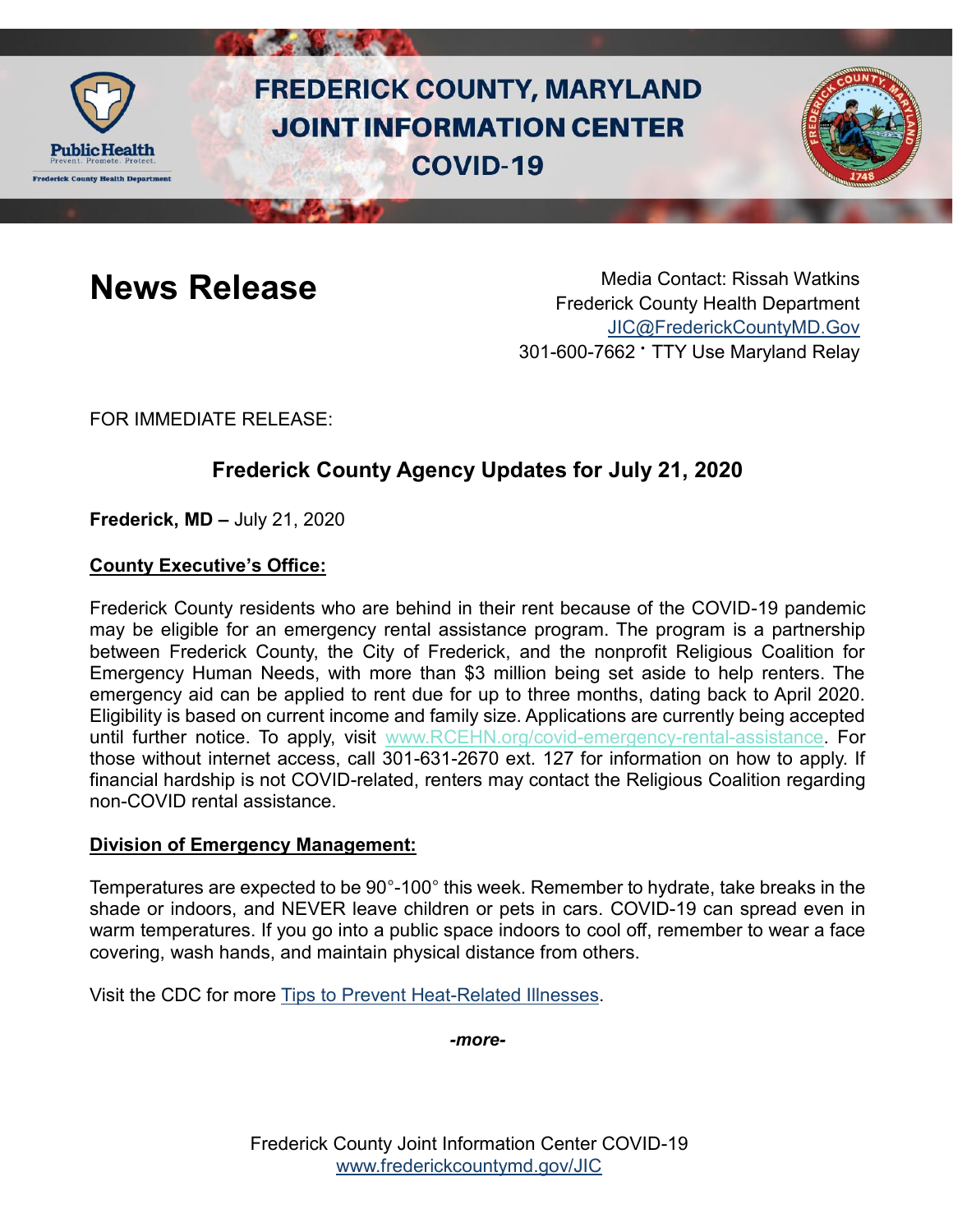# FREDERICK COUNTY, MARYLAND
# JOINT INFORMATION CENTER
# COVID-19

## News Release

Media Contact: Rissah Watkins
Frederick County Health Department
JIC@FrederickCountyMD.Gov
301-600-7662 · TTY Use Maryland Relay

FOR IMMEDIATE RELEASE:

### Frederick County Agency Updates for July 21, 2020

**Frederick, MD –** July 21, 2020

**County Executive's Office:**

Frederick County residents who are behind in their rent because of the COVID-19 pandemic may be eligible for an emergency rental assistance program. The program is a partnership between Frederick County, the City of Frederick, and the nonprofit Religious Coalition for Emergency Human Needs, with more than $3 million being set aside to help renters. The emergency aid can be applied to rent due for up to three months, dating back to April 2020. Eligibility is based on current income and family size. Applications are currently being accepted until further notice. To apply, visit www.RCEHN.org/covid-emergency-rental-assistance. For those without internet access, call 301-631-2670 ext. 127 for information on how to apply. If financial hardship is not COVID-related, renters may contact the Religious Coalition regarding non-COVID rental assistance.

**Division of Emergency Management:**

Temperatures are expected to be 90°-100° this week. Remember to hydrate, take breaks in the shade or indoors, and NEVER leave children or pets in cars. COVID-19 can spread even in warm temperatures. If you go into a public space indoors to cool off, remember to wear a face covering, wash hands, and maintain physical distance from others.

Visit the CDC for more Tips to Prevent Heat-Related Illnesses.

*-more-*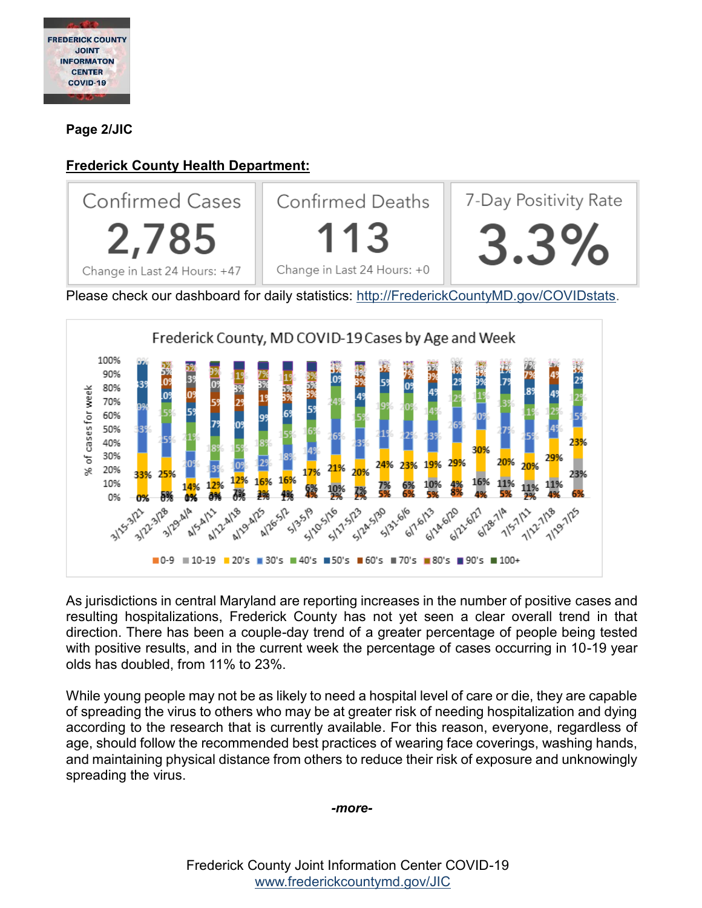**Page 2/JIC**

**Frederick County Health Department:**

| Confirmed Cases | Confirmed Deaths | 7-Day Positivity Rate |
|---|---|---|
| 2,785 | 113 | 3.3% |
| Change in Last 24 Hours: +47 | Change in Last 24 Hours: +0 | |

Please check our dashboard for daily statistics: http://FrederickCountyMD.gov/COVIDstats.

Frederick County, MD COVID-19 Cases by Age and Week

As jurisdictions in central Maryland are reporting increases in the number of positive cases and resulting hospitalizations, Frederick County has not yet seen a clear overall trend in that direction. There has been a couple-day trend of a greater percentage of people being tested with positive results, and in the current week the percentage of cases occurring in 10-19 year olds has doubled, from 11% to 23%.

While young people may not be as likely to need a hospital level of care or die, they are capable of spreading the virus to others who may be at greater risk of needing hospitalization and dying according to the research that is currently available. For this reason, everyone, regardless of age, should follow the recommended best practices of wearing face coverings, washing hands, and maintaining physical distance from others to reduce their risk of exposure and unknowingly spreading the virus.

*-more-*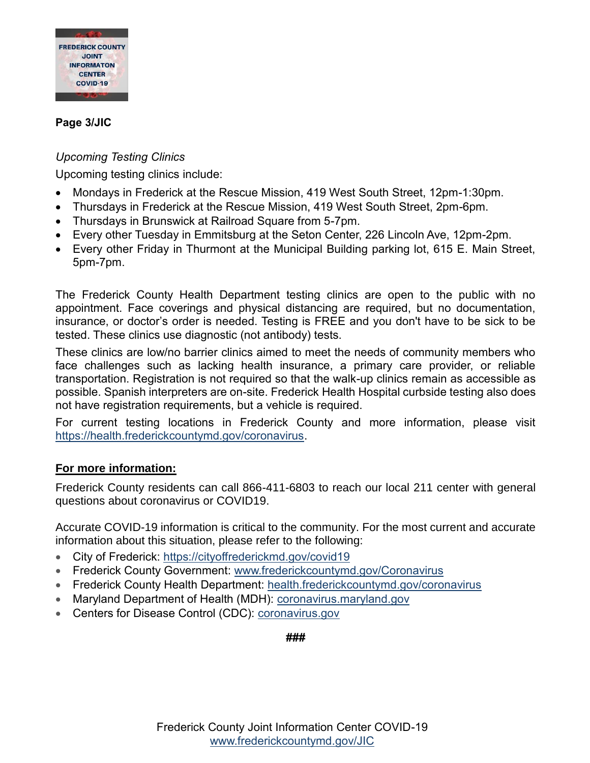**Page 3/JIC**

*Upcoming Testing Clinics*

Upcoming testing clinics include:

- Mondays in Frederick at the Rescue Mission, 419 West South Street, 12pm-1:30pm.
- Thursdays in Frederick at the Rescue Mission, 419 West South Street, 2pm-6pm.
- Thursdays in Brunswick at Railroad Square from 5-7pm.
- Every other Tuesday in Emmitsburg at the Seton Center, 226 Lincoln Ave, 12pm-2pm.
- Every other Friday in Thurmont at the Municipal Building parking lot, 615 E. Main Street, 5pm-7pm.

The Frederick County Health Department testing clinics are open to the public with no appointment. Face coverings and physical distancing are required, but no documentation, insurance, or doctor's order is needed. Testing is FREE and you don't have to be sick to be tested. These clinics use diagnostic (not antibody) tests.

These clinics are low/no barrier clinics aimed to meet the needs of community members who face challenges such as lacking health insurance, a primary care provider, or reliable transportation. Registration is not required so that the walk-up clinics remain as accessible as possible. Spanish interpreters are on-site. Frederick Health Hospital curbside testing also does not have registration requirements, but a vehicle is required.

For current testing locations in Frederick County and more information, please visit https://health.frederickcountymd.gov/coronavirus.

## For more information:

Frederick County residents can call 866-411-6803 to reach our local 211 center with general questions about coronavirus or COVID19.

Accurate COVID-19 information is critical to the community. For the most current and accurate information about this situation, please refer to the following:

- City of Frederick: https://cityoffrederickmd.gov/covid19
- Frederick County Government: www.frederickcountymd.gov/Coronavirus
- Frederick County Health Department: health.frederickcountymd.gov/coronavirus
- Maryland Department of Health (MDH): coronavirus.maryland.gov
- Centers for Disease Control (CDC): coronavirus.gov

###